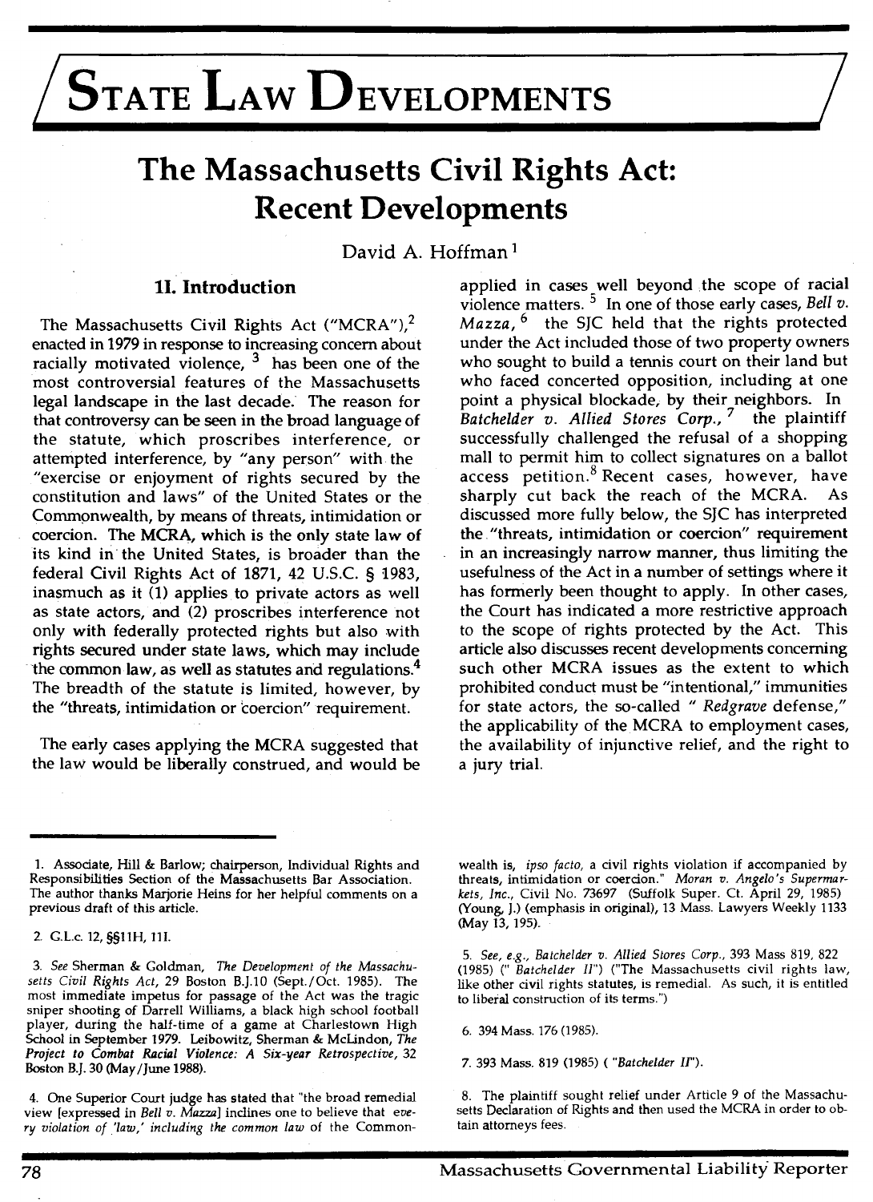# STATE LAW DEVELOPMENTS

# The Massachusetts Civil Rights Act: Recent Developments

David A. Hoffman[1]

## 1I. Introduction

The Massachusetts Civil Rights Act ("MCRA"),[2] enacted in 1979 in response to increasing concern about racially motivated violence, [3] has been one of the most controversial features of the Massachusetts legal landscape in the last decade. The reason for that controversy can be seen in the broad language of the statute, which proscribes interference, or attempted interference, by "any person" with the "exercise or enjoyment of rights secured by the constitution and laws" of the United States or the Commonwealth, by means of threats, intimidation or coercion. The MCRA, which is the only state law of its kind in the United States, is broader than the federal Civil Rights Act of 1871, 42 U.S.C. § 1983, inasmuch as it (1) applies to private actors as well as state actors, and (2) proscribes interference not only with federally protected rights but also with rights secured under state laws, which may include the common law, as well as statutes and regulations.[4] The breadth of the statute is limited, however, by the "threats, intimidation or coercion" requirement.

The early cases applying the MCRA suggested that the law would be liberally construed, and would be applied in cases well beyond the scope of racial violence matters. [5] In one of those early cases, *Bell v. Mazza*, [6] the SJC held that the rights protected under the Act included those of two property owners who sought to build a tennis court on their land but who faced concerted opposition, including at one point a physical blockade, by their neighbors. In *Batchelder v. Allied Stores Corp.*, [7] the plaintiff successfully challenged the refusal of a shopping mall to permit him to collect signatures on a ballot access petition.[8] Recent cases, however, have sharply cut back the reach of the MCRA. As discussed more fully below, the SJC has interpreted the "threats, intimidation or coercion" requirement in an increasingly narrow manner, thus limiting the usefulness of the Act in a number of settings where it has formerly been thought to apply. In other cases, the Court has indicated a more restrictive approach to the scope of rights protected by the Act. This article also discusses recent developments concerning such other MCRA issues as the extent to which prohibited conduct must be "intentional," immunities for state actors, the so-called " *Redgrave* defense," the applicability of the MCRA to employment cases, the availability of injunctive relief, and the right to a jury trial.

---

1. Associate, Hill & Barlow; chairperson, Individual Rights and Responsibilities Section of the Massachusetts Bar Association. The author thanks Marjorie Heins for her helpful comments on a previous draft of this article.

2. G.L.c. 12, §§11H, 11I.

3. *See* Sherman & Goldman, *The Development of the Massachusetts Civil Rights Act*, 29 Boston B.J.10 (Sept./Oct. 1985). The most immediate impetus for passage of the Act was the tragic sniper shooting of Darrell Williams, a black high school football player, during the half-time of a game at Charlestown High School in September 1979. Leibowitz, Sherman & McLindon, *The Project to Combat Racial Violence: A Six-year Retrospective*, 32 Boston B.J. 30 (May/June 1988).

4. One Superior Court judge has stated that "the broad remedial view [expressed in *Bell v. Mazza*] inclines one to believe that *every violation of 'law,' including the common law* of the Commonwealth is, *ipso facto*, a civil rights violation if accompanied by threats, intimidation or coercion." *Moran v. Angelo's Supermarkets, Inc.*, Civil No. 73697 (Suffolk Super. Ct. April 29, 1985) (Young, J.) (emphasis in original), 13 Mass. Lawyers Weekly 1133 (May 13, 195).

5. *See, e.g., Batchelder v. Allied Stores Corp.*, 393 Mass 819, 822 (1985) (" *Batchelder II*") ("The Massachusetts civil rights law, like other civil rights statutes, is remedial. As such, it is entitled to liberal construction of its terms.")

6. 394 Mass. 176 (1985).

7. 393 Mass. 819 (1985) ( "*Batchelder II*").

8. The plaintiff sought relief under Article 9 of the Massachusetts Declaration of Rights and then used the MCRA in order to obtain attorneys fees.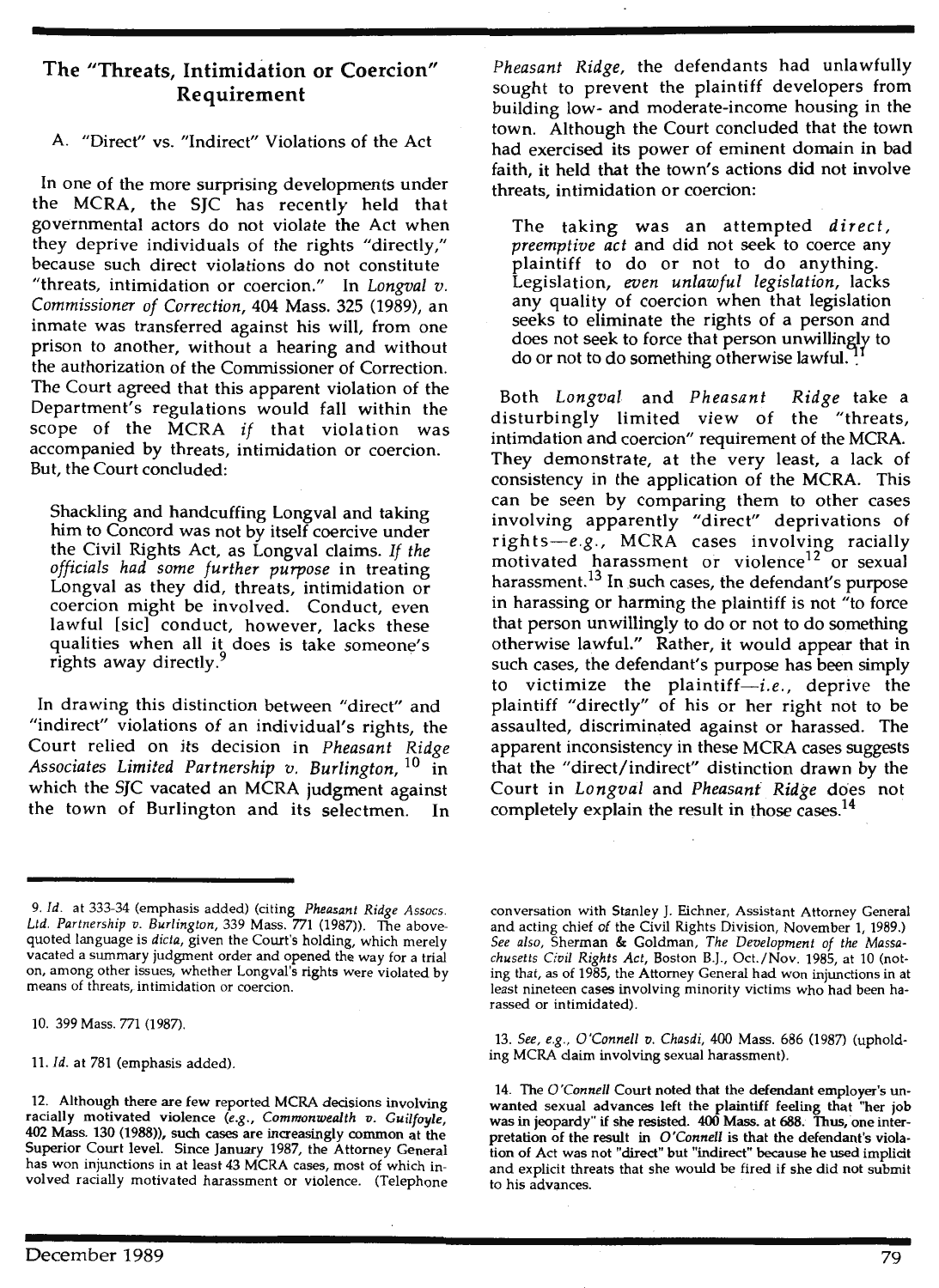## The "Threats, Intimidation or Coercion" Requirement

### A. "Direct" vs. "Indirect" Violations of the Act

In one of the more surprising developments under the MCRA, the SJC has recently held that governmental actors do not violate the Act when they deprive individuals of the rights "directly," because such direct violations do not constitute "threats, intimidation or coercion." In *Longval v. Commissioner of Correction*, 404 Mass. 325 (1989), an inmate was transferred against his will, from one prison to another, without a hearing and without the authorization of the Commissioner of Correction. The Court agreed that this apparent violation of the Department's regulations would fall within the scope of the MCRA *if* that violation was accompanied by threats, intimidation or coercion. But, the Court concluded:

> Shackling and handcuffing Longval and taking him to Concord was not by itself coercive under the Civil Rights Act, as Longval claims. *If the officials had some further purpose* in treating Longval as they did, threats, intimidation or coercion might be involved. Conduct, even lawful [sic] conduct, however, lacks these qualities when all it does is take someone's rights away directly.[9]

In drawing this distinction between "direct" and "indirect" violations of an individual's rights, the Court relied on its decision in *Pheasant Ridge Associates Limited Partnership v. Burlington*, [10] in which the SJC vacated an MCRA judgment against the town of Burlington and its selectmen. In *Pheasant Ridge*, the defendants had unlawfully sought to prevent the plaintiff developers from building low- and moderate-income housing in the town. Although the Court concluded that the town had exercised its power of eminent domain in bad faith, it held that the town's actions did not involve threats, intimidation or coercion:

> The taking was an attempted *direct, preemptive act* and did not seek to coerce any plaintiff to do or not to do anything. Legislation, *even unlawful legislation*, lacks any quality of coercion when that legislation seeks to eliminate the rights of a person and does not seek to force that person unwillingly to do or not to do something otherwise lawful.[11]

Both *Longval* and *Pheasant Ridge* take a disturbingly limited view of the "threats, intimdation and coercion" requirement of the MCRA. They demonstrate, at the very least, a lack of consistency in the application of the MCRA. This can be seen by comparing them to other cases involving apparently "direct" deprivations of rights—*e.g.*, MCRA cases involving racially motivated harassment or violence[12] or sexual harassment.[13] In such cases, the defendant's purpose in harassing or harming the plaintiff is not "to force that person unwillingly to do or not to do something otherwise lawful." Rather, it would appear that in such cases, the defendant's purpose has been simply to victimize the plaintiff—*i.e.*, deprive the plaintiff "directly" of his or her right not to be assaulted, discriminated against or harassed. The apparent inconsistency in these MCRA cases suggests that the "direct/indirect" distinction drawn by the Court in *Longval* and *Pheasant Ridge* does not completely explain the result in those cases.[14]

---

9. *Id.* at 333-34 (emphasis added) (citing *Pheasant Ridge Assocs. Ltd. Partnership v. Burlington*, 339 Mass. 771 (1987)). The above-quoted language is *dicta*, given the Court's holding, which merely vacated a summary judgment order and opened the way for a trial on, among other issues, whether Longval's rights were violated by means of threats, intimidation or coercion.

10. 399 Mass. 771 (1987).

11. *Id.* at 781 (emphasis added).

12. Although there are few reported MCRA decisions involving racially motivated violence (*e.g.*, *Commonwealth v. Guilfoyle*, 402 Mass. 130 (1988)), such cases are increasingly common at the Superior Court level. Since January 1987, the Attorney General has won injunctions in at least 43 MCRA cases, most of which involved racially motivated harassment or violence. (Telephone conversation with Stanley J. Eichner, Assistant Attorney General and acting chief of the Civil Rights Division, November 1, 1989.) *See also*, Sherman & Goldman, *The Development of the Massachusetts Civil Rights Act*, Boston B.J., Oct./Nov. 1985, at 10 (noting that, as of 1985, the Attorney General had won injunctions in at least nineteen cases involving minority victims who had been harassed or intimidated).

13. *See, e.g.*, *O'Connell v. Chasdi*, 400 Mass. 686 (1987) (upholding MCRA claim involving sexual harassment).

14. The *O'Connell* Court noted that the defendant employer's unwanted sexual advances left the plaintiff feeling that "her job was in jeopardy" if she resisted. 400 Mass. at 688. Thus, one interpretation of the result in *O'Connell* is that the defendant's violation of Act was not "direct" but "indirect" because he used implicit and explicit threats that she would be fired if she did not submit to his advances.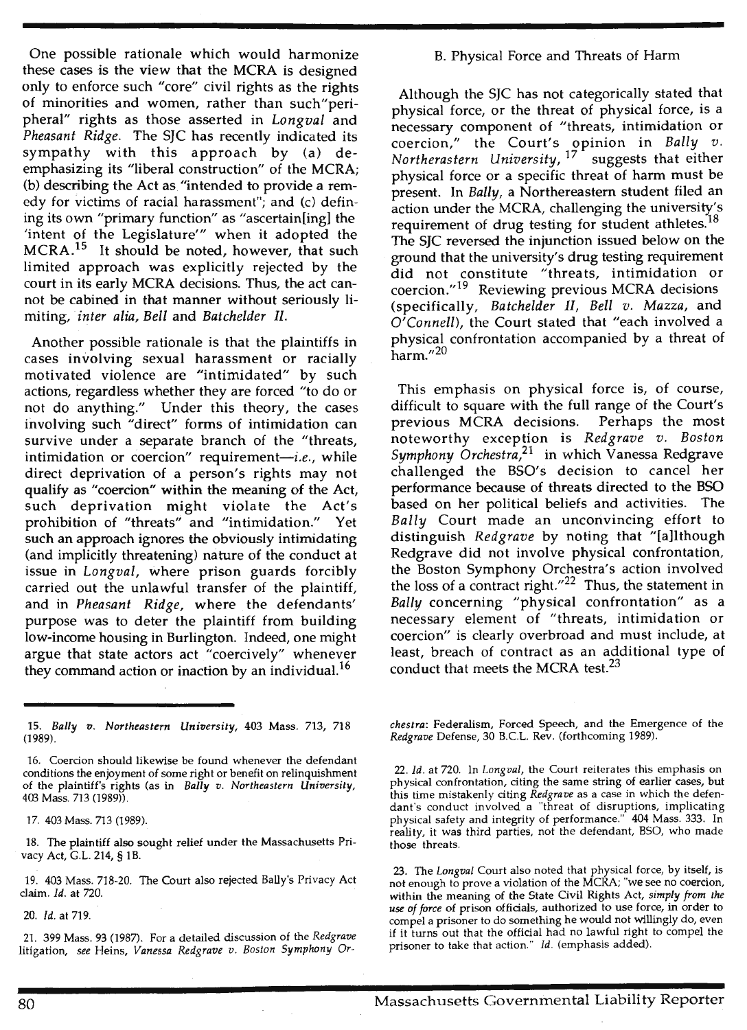One possible rationale which would harmonize these cases is the view that the MCRA is designed only to enforce such "core" civil rights as the rights of minorities and women, rather than such "peripheral" rights as those asserted in *Longval* and *Pheasant Ridge*. The SJC has recently indicated its sympathy with this approach by (a) de-emphasizing its "liberal construction" of the MCRA; (b) describing the Act as "intended to provide a remedy for victims of racial harassment"; and (c) defining its own "primary function" as "ascertain[ing] the 'intent of the Legislature'" when it adopted the MCRA.[15] It should be noted, however, that such limited approach was explicitly rejected by the court in its early MCRA decisions. Thus, the act cannot be cabined in that manner without seriously limiting, *inter alia*, *Bell* and *Batchelder II*.

Another possible rationale is that the plaintiffs in cases involving sexual harassment or racially motivated violence are "intimidated" by such actions, regardless whether they are forced "to do or not do anything." Under this theory, the cases involving such "direct" forms of intimidation can survive under a separate branch of the "threats, intimidation or coercion" requirement—*i.e.*, while direct deprivation of a person's rights may not qualify as "coercion" within the meaning of the Act, such deprivation might violate the Act's prohibition of "threats" and "intimidation." Yet such an approach ignores the obviously intimidating (and implicitly threatening) nature of the conduct at issue in *Longval*, where prison guards forcibly carried out the unlawful transfer of the plaintiff, and in *Pheasant Ridge*, where the defendants' purpose was to deter the plaintiff from building low-income housing in Burlington. Indeed, one might argue that state actors act "coercively" whenever they command action or inaction by an individual.[16]

### B. Physical Force and Threats of Harm

Although the SJC has not categorically stated that physical force, or the threat of physical force, is a necessary component of "threats, intimidation or coercion," the Court's opinion in *Bally v. Northerastern University*,[17] suggests that either physical force or a specific threat of harm must be present. In *Bally*, a Northereastern student filed an action under the MCRA, challenging the university's requirement of drug testing for student athletes.[18] The SJC reversed the injunction issued below on the ground that the university's drug testing requirement did not constitute "threats, intimidation or coercion."[19] Reviewing previous MCRA decisions (specifically, *Batchelder II*, *Bell v. Mazza*, and *O'Connell*), the Court stated that "each involved a physical confrontation accompanied by a threat of harm."[20]

This emphasis on physical force is, of course, difficult to square with the full range of the Court's previous MCRA decisions. Perhaps the most noteworthy exception is *Redgrave v. Boston Symphony Orchestra*,[21] in which Vanessa Redgrave challenged the BSO's decision to cancel her performance because of threats directed to the BSO based on her political beliefs and activities. The *Bally* Court made an unconvincing effort to distinguish *Redgrave* by noting that "[a]lthough Redgrave did not involve physical confrontation, the Boston Symphony Orchestra's action involved the loss of a contract right."[22] Thus, the statement in *Bally* concerning "physical confrontation" as a necessary element of "threats, intimidation or coercion" is clearly overbroad and must include, at least, breach of contract as an additional type of conduct that meets the MCRA test.[23]

---

15. *Bally v. Northeastern University*, 403 Mass. 713, 718 (1989).

16. Coercion should likewise be found whenever the defendant conditions the enjoyment of some right or benefit on relinquishment of the plaintiff's rights (as in *Bally v. Northeastern University*, 403 Mass. 713 (1989)).

17. 403 Mass. 713 (1989).

18. The plaintiff also sought relief under the Massachusetts Privacy Act, G.L. 214, § 1B.

19. 403 Mass. 718-20. The Court also rejected Bally's Privacy Act claim. *Id.* at 720.

20. *Id.* at 719.

21. 399 Mass. 93 (1987). For a detailed discussion of the *Redgrave* litigation, *see* Heins, *Vanessa Redgrave v. Boston Symphony Orchestra*: Federalism, Forced Speech, and the Emergence of the *Redgrave* Defense, 30 B.C.L. Rev. (forthcoming 1989).

22. *Id.* at 720. In *Longval*, the Court reiterates this emphasis on physical confrontation, citing the same string of earlier cases, but this time mistakenly citing *Redgrave* as a case in which the defendant's conduct involved a "threat of disruptions, implicating physical safety and integrity of performance." 404 Mass. 333. In reality, it was third parties, not the defendant, BSO, who made those threats.

23. The *Longval* Court also noted that physical force, by itself, is not enough to prove a violation of the MCRA; "we see no coercion, within the meaning of the State Civil Rights Act, *simply from the use of force* of prison officials, authorized to use force, in order to compel a prisoner to do something he would not willingly do, even if it turns out that the official had no lawful right to compel the prisoner to take that action." *Id.* (emphasis added).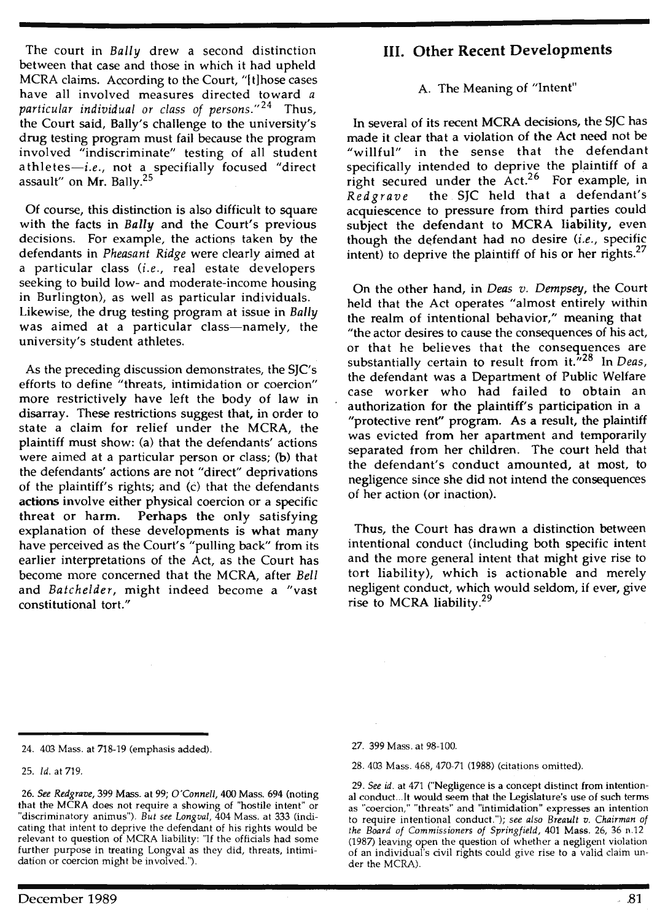The court in *Bally* drew a second distinction between that case and those in which it had upheld MCRA claims. According to the Court, "[t]hose cases have all involved measures directed toward *a particular individual or class of persons*."[24] Thus, the Court said, Bally's challenge to the university's drug testing program must fail because the program involved "indiscriminate" testing of all student athletes—*i.e.*, not a specifially focused "direct assault" on Mr. Bally.[25]

Of course, this distinction is also difficult to square with the facts in *Bally* and the Court's previous decisions. For example, the actions taken by the defendants in *Pheasant Ridge* were clearly aimed at a particular class (*i.e.*, real estate developers seeking to build low- and moderate-income housing in Burlington), as well as particular individuals. Likewise, the drug testing program at issue in *Bally* was aimed at a particular class—namely, the university's student athletes.

As the preceding discussion demonstrates, the SJC's efforts to define "threats, intimidation or coercion" more restrictively have left the body of law in disarray. These restrictions suggest that, in order to state a claim for relief under the MCRA, the plaintiff must show: (a) that the defendants' actions were aimed at a particular person or class; (b) that the defendants' actions are not "direct" deprivations of the plaintiff's rights; and (c) that the defendants actions involve either physical coercion or a specific threat or harm. Perhaps the only satisfying explanation of these developments is what many have perceived as the Court's "pulling back" from its earlier interpretations of the Act, as the Court has become more concerned that the MCRA, after *Bell* and *Batchelder*, might indeed become a "vast constitutional tort."

## III. Other Recent Developments

### A. The Meaning of "Intent"

In several of its recent MCRA decisions, the SJC has made it clear that a violation of the Act need not be "willful" in the sense that the defendant specifically intended to deprive the plaintiff of a right secured under the Act.[26] For example, in *Redgrave* the SJC held that a defendant's acquiescence to pressure from third parties could subject the defendant to MCRA liability, even though the defendant had no desire (*i.e.*, specific intent) to deprive the plaintiff of his or her rights.[27]

On the other hand, in *Deas v. Dempsey*, the Court held that the Act operates "almost entirely within the realm of intentional behavior," meaning that "the actor desires to cause the consequences of his act, or that he believes that the consequences are substantially certain to result from it."[28] In *Deas*, the defendant was a Department of Public Welfare case worker who had failed to obtain an authorization for the plaintiff's participation in a "protective rent" program. As a result, the plaintiff was evicted from her apartment and temporarily separated from her children. The court held that the defendant's conduct amounted, at most, to negligence since she did not intend the consequences of her action (or inaction).

Thus, the Court has drawn a distinction between intentional conduct (including both specific intent and the more general intent that might give rise to tort liability), which is actionable and merely negligent conduct, which would seldom, if ever, give rise to MCRA liability.[29]

---

24. 403 Mass. at 718-19 (emphasis added).

25. *Id.* at 719.

26. *See Redgrave*, 399 Mass. at 99; *O'Connell*, 400 Mass. 694 (noting that the MCRA does not require a showing of "hostile intent" or "discriminatory animus"). *But see Longval*, 404 Mass. at 333 (indicating that intent to deprive the defendant of his rights would be relevant to question of MCRA liability: "If the officials had some further purpose in treating Longval as they did, threats, intimidation or coercion might be involved.").

27. 399 Mass. at 98-100.

28. 403 Mass. 468, 470-71 (1988) (citations omitted).

29. *See id.* at 471 ("Negligence is a concept distinct from intentional conduct...It would seem that the Legislature's use of such terms as "coercion," "threats" and "intimidation" expresses an intention to require intentional conduct."); *see also Breault v. Chairman of the Board of Commissioners of Springfield*, 401 Mass. 26, 36 n.12 (1987) leaving open the question of whether a negligent violation of an individual's civil rights could give rise to a valid claim under the MCRA).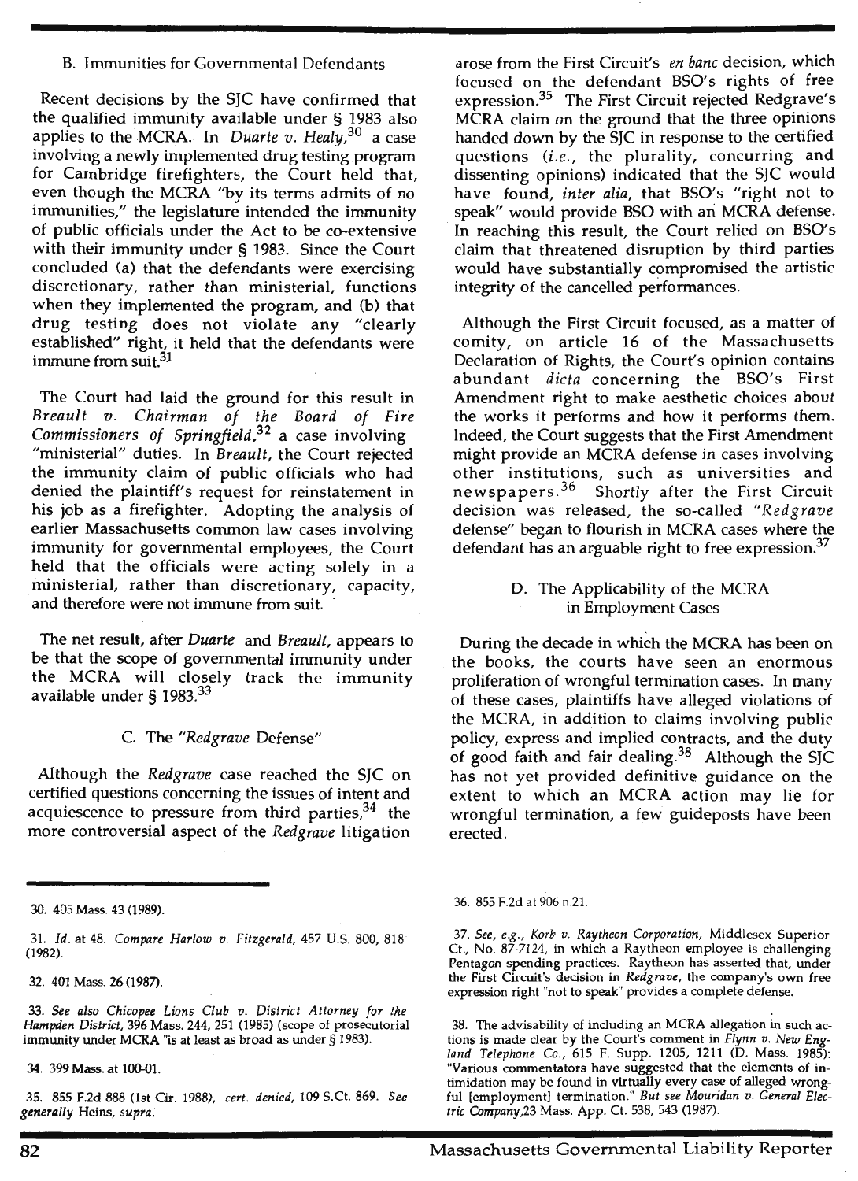### B. Immunities for Governmental Defendants

Recent decisions by the SJC have confirmed that the qualified immunity available under § 1983 also applies to the MCRA. In *Duarte v. Healy*,[30] a case involving a newly implemented drug testing program for Cambridge firefighters, the Court held that, even though the MCRA "by its terms admits of no immunities," the legislature intended the immunity of public officials under the Act to be co-extensive with their immunity under § 1983. Since the Court concluded (a) that the defendants were exercising discretionary, rather than ministerial, functions when they implemented the program, and (b) that drug testing does not violate any "clearly established" right, it held that the defendants were immune from suit.[31]

The Court had laid the ground for this result in *Breault v. Chairman of the Board of Fire Commissioners of Springfield*,[32] a case involving "ministerial" duties. In *Breault*, the Court rejected the immunity claim of public officials who had denied the plaintiff's request for reinstatement in his job as a firefighter. Adopting the analysis of earlier Massachusetts common law cases involving immunity for governmental employees, the Court held that the officials were acting solely in a ministerial, rather than discretionary, capacity, and therefore were not immune from suit.

The net result, after *Duarte* and *Breault*, appears to be that the scope of governmental immunity under the MCRA will closely track the immunity available under § 1983.[33]

### C. The "*Redgrave* Defense"

Although the *Redgrave* case reached the SJC on certified questions concerning the issues of intent and acquiescence to pressure from third parties,[34] the more controversial aspect of the *Redgrave* litigation arose from the First Circuit's *en banc* decision, which focused on the defendant BSO's rights of free expression.[35] The First Circuit rejected Redgrave's MCRA claim on the ground that the three opinions handed down by the SJC in response to the certified questions (*i.e.*, the plurality, concurring and dissenting opinions) indicated that the SJC would have found, *inter alia*, that BSO's "right not to speak" would provide BSO with an MCRA defense. In reaching this result, the Court relied on BSO's claim that threatened disruption by third parties would have substantially compromised the artistic integrity of the cancelled performances.

Although the First Circuit focused, as a matter of comity, on article 16 of the Massachusetts Declaration of Rights, the Court's opinion contains abundant *dicta* concerning the BSO's First Amendment right to make aesthetic choices about the works it performs and how it performs them. Indeed, the Court suggests that the First Amendment might provide an MCRA defense in cases involving other institutions, such as universities and newspapers.[36] Shortly after the First Circuit decision was released, the so-called "*Redgrave* defense" began to flourish in MCRA cases where the defendant has an arguable right to free expression.[37]

### D. The Applicability of the MCRA in Employment Cases

During the decade in which the MCRA has been on the books, the courts have seen an enormous proliferation of wrongful termination cases. In many of these cases, plaintiffs have alleged violations of the MCRA, in addition to claims involving public policy, express and implied contracts, and the duty of good faith and fair dealing.[38] Although the SJC has not yet provided definitive guidance on the extent to which an MCRA action may lie for wrongful termination, a few guideposts have been erected.

---

30. 405 Mass. 43 (1989).

31. *Id.* at 48. *Compare Harlow v. Fitzgerald*, 457 U.S. 800, 818 (1982).

32. 401 Mass. 26 (1987).

33. *See also Chicopee Lions Club v. District Attorney for the Hampden District*, 396 Mass. 244, 251 (1985) (scope of prosecutorial immunity under MCRA "is at least as broad as under § 1983).

34. 399 Mass. at 100-01.

35. 855 F.2d 888 (1st Cir. 1988), *cert. denied*, 109 S.Ct. 869. *See generally* Heins, *supra*.

36. 855 F.2d at 906 n.21.

37. *See, e.g.*, *Korb v. Raytheon Corporation*, Middlesex Superior Ct., No. 87-7124, in which a Raytheon employee is challenging Pentagon spending practices. Raytheon has asserted that, under the First Circuit's decision in *Redgrave*, the company's own free expression right "not to speak" provides a complete defense.

38. The advisability of including an MCRA allegation in such actions is made clear by the Court's comment in *Flynn v. New England Telephone Co.*, 615 F. Supp. 1205, 1211 (D. Mass. 1985): "Various commentators have suggested that the elements of intimidation may be found in virtually every case of alleged wrongful [employment] termination." *But see Mouridan v. General Electric Company*,23 Mass. App. Ct. 538, 543 (1987).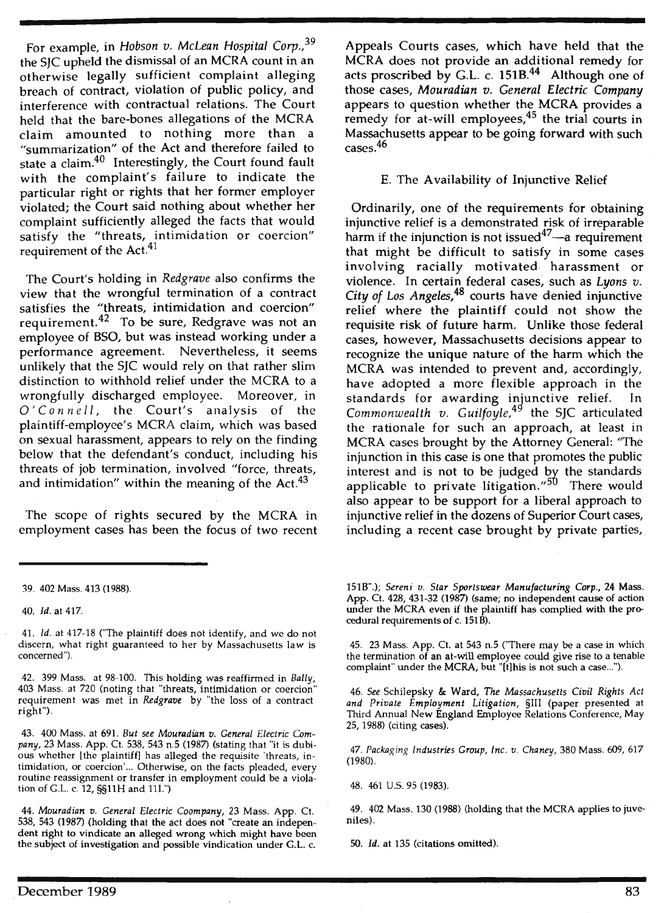For example, in *Hobson v. McLean Hospital Corp.*,[39] the SJC upheld the dismissal of an MCRA count in an otherwise legally sufficient complaint alleging breach of contract, violation of public policy, and interference with contractual relations. The Court held that the bare-bones allegations of the MCRA claim amounted to nothing more than a "summarization" of the Act and therefore failed to state a claim.[40] Interestingly, the Court found fault with the complaint's failure to indicate the particular right or rights that her former employer violated; the Court said nothing about whether her complaint sufficiently alleged the facts that would satisfy the "threats, intimidation or coercion" requirement of the Act.[41]

The Court's holding in *Redgrave* also confirms the view that the wrongful termination of a contract satisfies the "threats, intimidation and coercion" requirement.[42] To be sure, Redgrave was not an employee of BSO, but was instead working under a performance agreement. Nevertheless, it seems unlikely that the SJC would rely on that rather slim distinction to withhold relief under the MCRA to a wrongfully discharged employee. Moreover, in *O'Connell*, the Court's analysis of the plaintiff-employee's MCRA claim, which was based on sexual harassment, appears to rely on the finding below that the defendant's conduct, including his threats of job termination, involved "force, threats, and intimidation" within the meaning of the Act.[43]

The scope of rights secured by the MCRA in employment cases has been the focus of two recent Appeals Courts cases, which have held that the MCRA does not provide an additional remedy for acts proscribed by G.L. c. 151B.[44] Although one of those cases, *Mouradian v. General Electric Company* appears to question whether the MCRA provides a remedy for at-will employees,[45] the trial courts in Massachusetts appear to be going forward with such cases.[46]

### E. The Availability of Injunctive Relief

Ordinarily, one of the requirements for obtaining injunctive relief is a demonstrated risk of irreparable harm if the injunction is not issued[47]—a requirement that might be difficult to satisfy in some cases involving racially motivated harassment or violence. In certain federal cases, such as *Lyons v. City of Los Angeles*,[48] courts have denied injunctive relief where the plaintiff could not show the requisite risk of future harm. Unlike those federal cases, however, Massachusetts decisions appear to recognize the unique nature of the harm which the MCRA was intended to prevent and, accordingly, have adopted a more flexible approach in the standards for awarding injunctive relief. In *Commonwealth v. Guilfoyle*,[49] the SJC articulated the rationale for such an approach, at least in MCRA cases brought by the Attorney General: "The injunction in this case is one that promotes the public interest and is not to be judged by the standards applicable to private litigation."[50] There would also appear to be support for a liberal approach to injunctive relief in the dozens of Superior Court cases, including a recent case brought by private parties,

---

39. 402 Mass. 413 (1988).

40. *Id.* at 417.

41. *Id.* at 417-18 ("The plaintiff does not identify, and we do not discern, what right guaranteed to her by Massachusetts law is concerned").

42. 399 Mass. at 98-100. This holding was reaffirmed in *Bally*, 403 Mass. at 720 (noting that "threats, intimidation or coercion" requirement was met in *Redgrave* by "the loss of a contract right").

43. 400 Mass. at 691. *But see Mouradian v. General Electric Company*, 23 Mass. App. Ct. 538, 543 n.5 (1987) (stating that "it is dubious whether [the plaintiff] has alleged the requisite 'threats, intimidation, or coercion'... Otherwise, on the facts pleaded, every routine reassignment or transfer in employment could be a violation of G.L. c. 12, §§11H and 11I.")

44. *Mouradian v. General Electric Coompany*, 23 Mass. App. Ct. 538, 543 (1987) (holding that the act does not "create an independent right to vindicate an alleged wrong which might have been the subject of investigation and possible vindication under G.L. c. 151B".); *Sereni v. Star Sportswear Manufacturing Corp.*, 24 Mass. App. Ct. 428, 431-32 (1987) (same; no independent cause of action under the MCRA even if the plaintiff has complied with the procedural requirements of c. 151B).

45. 23 Mass. App. Ct. at 543 n.5 ("There may be a case in which the termination of an at-will employee could give rise to a tenable complaint" under the MCRA, but "[t]his is not such a case...").

46. *See* Schilepsky & Ward, *The Massachusetts Civil Rights Act and Private Employment Litigation*, §III (paper presented at Third Annual New England Employee Relations Conference, May 25, 1988) (citing cases).

47. *Packaging Industries Group, Inc. v. Chaney*, 380 Mass. 609, 617 (1980).

48. 461 U.S. 95 (1983).

49. 402 Mass. 130 (1988) (holding that the MCRA applies to juveniles).

50. *Id.* at 135 (citations omitted).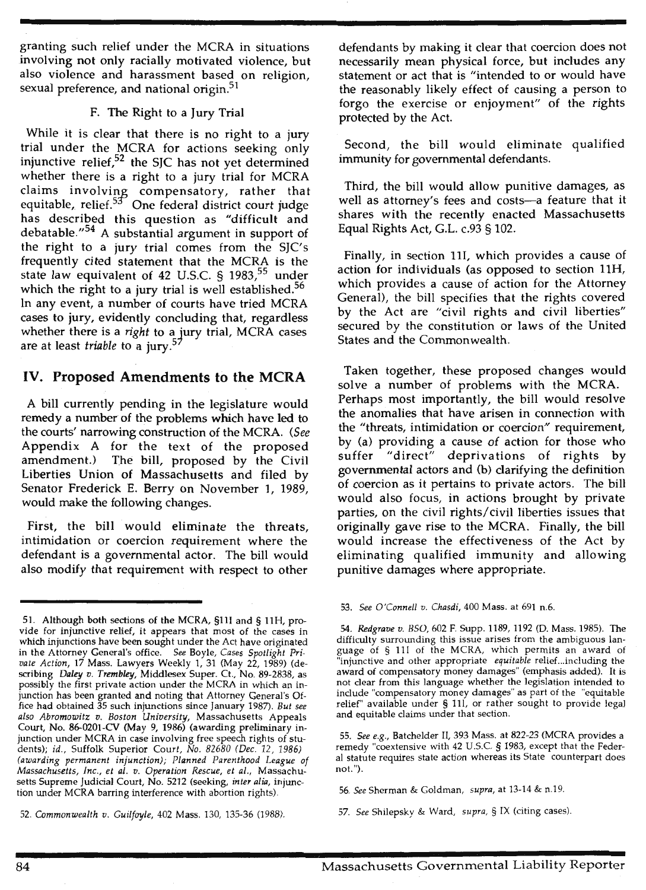granting such relief under the MCRA in situations involving not only racially motivated violence, but also violence and harassment based on religion, sexual preference, and national origin.[51]

### F. The Right to a Jury Trial

While it is clear that there is no right to a jury trial under the MCRA for actions seeking only injunctive relief,[52] the SJC has not yet determined whether there is a right to a jury trial for MCRA claims involving compensatory, rather that equitable, relief.[53] One federal district court judge has described this question as "difficult and debatable."[54] A substantial argument in support of the right to a jury trial comes from the SJC's frequently cited statement that the MCRA is the state law equivalent of 42 U.S.C. § 1983,[55] under which the right to a jury trial is well established.[56] In any event, a number of courts have tried MCRA cases to jury, evidently concluding that, regardless whether there is a *right* to a jury trial, MCRA cases are at least *triable* to a jury.[57]

## IV. Proposed Amendments to the MCRA

A bill currently pending in the legislature would remedy a number of the problems which have led to the courts' narrowing construction of the MCRA. (*See* Appendix A for the text of the proposed amendment.) The bill, proposed by the Civil Liberties Union of Massachusetts and filed by Senator Frederick E. Berry on November 1, 1989, would make the following changes.

First, the bill would eliminate the threats, intimidation or coercion requirement where the defendant is a governmental actor. The bill would also modify that requirement with respect to other defendants by making it clear that coercion does not necessarily mean physical force, but includes any statement or act that is "intended to or would have the reasonably likely effect of causing a person to forgo the exercise or enjoyment" of the rights protected by the Act.

Second, the bill would eliminate qualified immunity for governmental defendants.

Third, the bill would allow punitive damages, as well as attorney's fees and costs—a feature that it shares with the recently enacted Massachusetts Equal Rights Act, G.L. c.93 § 102.

Finally, in section 11I, which provides a cause of action for individuals (as opposed to section 11H, which provides a cause of action for the Attorney General), the bill specifies that the rights covered by the Act are "civil rights and civil liberties" secured by the constitution or laws of the United States and the Commonwealth.

Taken together, these proposed changes would solve a number of problems with the MCRA. Perhaps most importantly, the bill would resolve the anomalies that have arisen in connection with the "threats, intimidation or coercion" requirement, by (a) providing a cause of action for those who suffer "direct" deprivations of rights by governmental actors and (b) clarifying the definition of coercion as it pertains to private actors. The bill would also focus, in actions brought by private parties, on the civil rights/civil liberties issues that originally gave rise to the MCRA. Finally, the bill would increase the effectiveness of the Act by eliminating qualified immunity and allowing punitive damages where appropriate.

---

51. Although both sections of the MCRA, §11I and § 11H, provide for injunctive relief, it appears that most of the cases in which injunctions have been sought under the Act have originated in the Attorney General's office. *See* Boyle, *Cases Spotlight Private Action*, 17 Mass. Lawyers Weekly 1, 31 (May 22, 1989) (describing *Daley v. Trembley*, Middlesex Super. Ct., No. 89-2838, as possibly the first private action under the MCRA in which an injunction has been granted and noting that Attorney General's Office had obtained 35 such injunctions since January 1987). *But see also Abromowitz v. Boston University*, Massachusetts Appeals Court, No. 86-0201-CV (May 9, 1986) (awarding preliminary injunction under MCRA in case involving free speech rights of students); *id.*, Suffolk Superior Court, *No. 82680 (Dec. 12, 1986) (awarding permanent injunction)*; *Planned Parenthood League of Massachusetts, Inc., et al. v. Operation Rescue, et al.*, Massachusetts Supreme Judicial Court, No. 5212 (seeking, *inter alia*, injunction under MCRA barring interference with abortion rights).

52. *Commonwealth v. Guilfoyle*, 402 Mass. 130, 135-36 (1988).

53. *See O'Connell v. Chasdi*, 400 Mass. at 691 n.6.

54. *Redgrave v. BSO*, 602 F. Supp. 1189, 1192 (D. Mass. 1985). The difficulty surrounding this issue arises from the ambiguous language of § 11I of the MCRA, which permits an award of "injunctive and other appropriate *equitable* relief...including the award of compensatory money damages" (emphasis added). It is not clear from this language whether the legislation intended to include "compensatory money damages" as part of the "equitable relief" available under § 11I, or rather sought to provide legal and equitable claims under that section.

55. *See e.g.*, Batchelder II, 393 Mass. at 822-23 (MCRA provides a remedy "coextensive with 42 U.S.C. § 1983, except that the Federal statute requires state action whereas its State counterpart does not.").

56. *See* Sherman & Goldman, *supra*, at 13-14 & n.19.

57. *See* Shilepsky & Ward, *supra*, § IX (citing cases).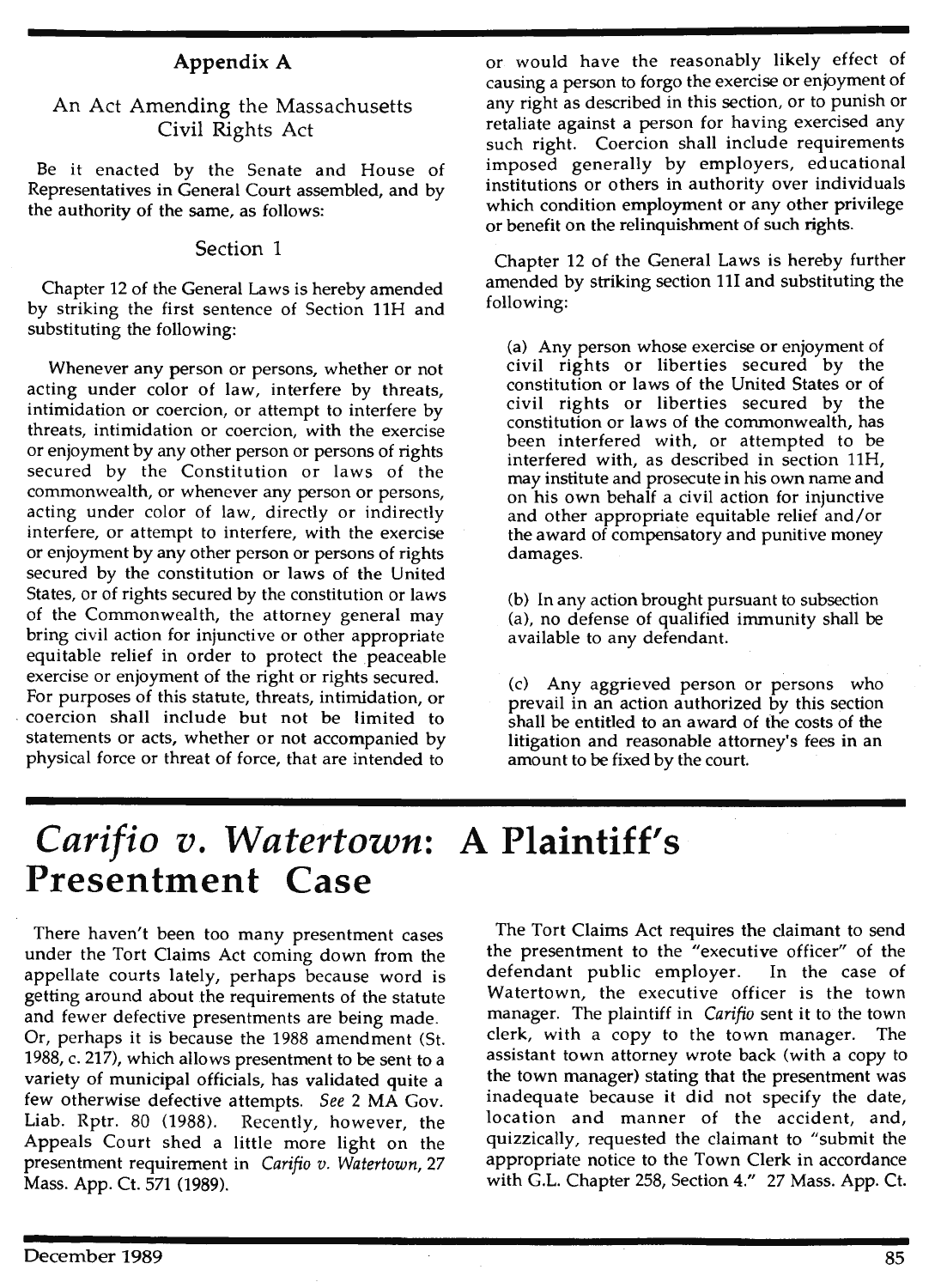## Appendix A

### An Act Amending the Massachusetts Civil Rights Act

Be it enacted by the Senate and House of Representatives in General Court assembled, and by the authority of the same, as follows:

#### Section 1

Chapter 12 of the General Laws is hereby amended by striking the first sentence of Section 11H and substituting the following:

> Whenever any person or persons, whether or not acting under color of law, interfere by threats, intimidation or coercion, or attempt to interfere by threats, intimidation or coercion, with the exercise or enjoyment by any other person or persons of rights secured by the Constitution or laws of the commonwealth, or whenever any person or persons, acting under color of law, directly or indirectly interfere, or attempt to interfere, with the exercise or enjoyment by any other person or persons of rights secured by the constitution or laws of the United States, or of rights secured by the constitution or laws of the Commonwealth, the attorney general may bring civil action for injunctive or other appropriate equitable relief in order to protect the peaceable exercise or enjoyment of the right or rights secured. For purposes of this statute, threats, intimidation, or coercion shall include but not be limited to statements or acts, whether or not accompanied by physical force or threat of force, that are intended to or would have the reasonably likely effect of causing a person to forgo the exercise or enjoyment of any right as described in this section, or to punish or retaliate against a person for having exercised any such right. Coercion shall include requirements imposed generally by employers, educational institutions or others in authority over individuals which condition employment or any other privilege or benefit on the relinquishment of such rights.

Chapter 12 of the General Laws is hereby further amended by striking section 11I and substituting the following:

> (a) Any person whose exercise or enjoyment of civil rights or liberties secured by the constitution or laws of the United States or of civil rights or liberties secured by the constitution or laws of the commonwealth, has been interfered with, or attempted to be interfered with, as described in section 11H, may institute and prosecute in his own name and on his own behalf a civil action for injunctive and other appropriate equitable relief and/or the award of compensatory and punitive money damages.
>
> (b) In any action brought pursuant to subsection (a), no defense of qualified immunity shall be available to any defendant.
>
> (c) Any aggrieved person or persons who prevail in an action authorized by this section shall be entitled to an award of the costs of the litigation and reasonable attorney's fees in an amount to be fixed by the court.

# *Carifio v. Watertown*: A Plaintiff's Presentment Case

There haven't been too many presentment cases under the Tort Claims Act coming down from the appellate courts lately, perhaps because word is getting around about the requirements of the statute and fewer defective presentments are being made. Or, perhaps it is because the 1988 amendment (St. 1988, c. 217), which allows presentment to be sent to a variety of municipal officials, has validated quite a few otherwise defective attempts. *See* 2 MA Gov. Liab. Rptr. 80 (1988). Recently, however, the Appeals Court shed a little more light on the presentment requirement in *Carifio v. Watertown*, 27 Mass. App. Ct. 571 (1989).

The Tort Claims Act requires the claimant to send the presentment to the "executive officer" of the defendant public employer. In the case of Watertown, the executive officer is the town manager. The plaintiff in *Carifio* sent it to the town clerk, with a copy to the town manager. The assistant town attorney wrote back (with a copy to the town manager) stating that the presentment was inadequate because it did not specify the date, location and manner of the accident, and, quizzically, requested the claimant to "submit the appropriate notice to the Town Clerk in accordance with G.L. Chapter 258, Section 4." 27 Mass. App. Ct.